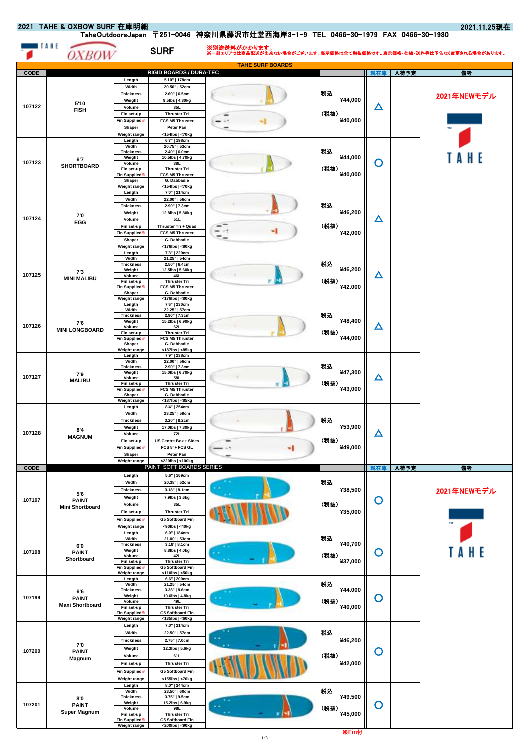# 2021 TAHE & OXBOW SURF 在庫明細

2021.11.25現在

TaheOutdoorsJapan 〒251-0046 神奈川県藤沢市辻堂西海岸3-1-9 TEL 0466-30-1979 FAX 0466-30-1980

TAHE OXBOW

## SURF

※別途送料がかかります。
※一部エリアでは商品配送が出来ない場合がございます。表示価格は全て税抜価格です。表示価格・仕様・送料等は予告なく変更される場合があります。

### TAHE SURF BOARDS

| CODE | RIGID BOARDS / DURA-TEC | | | 価格 | 現在庫 | 入荷予定 | 備考 |
|---|---|---|---|---|---|---|---|
| 107122 | 5'10 FISH | Length | 5'10" \| 178cm | 税込 ¥44,000 (税抜) ¥40,000 | △ | | 2021年NEWモデル |
| | | Width | 20.50" \| 52cm | | | | |
| | | Thickness | 2.60" \| 6.5cm | | | | |
| | | Weight | 9.5lbs \| 4.30kg | | | | |
| | | Volume | 35L | | | | |
| | | Fin set-up | Thruster Tri | | | | |
| | | Fin Supplied※ | FCS M5 Thruster | | | | |
| | | Shaper | Peter Pan | | | | |
| | | Weight range | <154lbs \| <70kg | | | | |
| 107123 | 6'7 SHORTBOARD | Length | 6'7" \| 198cm | 税込 ¥44,000 (税抜) ¥40,000 | ○ | | |
| | | Width | 20.75" \| 53cm | | | | |
| | | Thickness | 2.40" \| 6.0cm | | | | |
| | | Weight | 10.5lbs \| 4.70kg | | | | |
| | | Volume | 38L | | | | |
| | | Fin set-up | Thruster Tri | | | | |
| | | Fin Supplied※ | FCS M5 Thruster | | | | |
| | | Shaper | G. Dabbadie | | | | |
| | | Weight range | <154lbs \| <70kg | | | | |
| 107124 | 7'0 EGG | Length | 7'0" \| 214cm | 税込 ¥46,200 (税抜) ¥42,000 | △ | | |
| | | Width | 22.00" \| 56cm | | | | |
| | | Thickness | 2.90" \| 7.3cm | | | | |
| | | Weight | 12.8lbs \| 5.80kg | | | | |
| | | Volume | 51L | | | | |
| | | Fin set-up | Thruster Tri + Quad | | | | |
| | | Fin Supplied※ | FCS M5 Thruster | | | | |
| | | Shaper | G. Dabbadie | | | | |
| | | Weight range | <176lbs \| <80kg | | | | |
| 107125 | 7'3 MINI MALIBU | Length | 7'3" \| 220cm | 税込 ¥46,200 (税抜) ¥42,000 | △ | | |
| | | Width | 21.25" \| 54cm | | | | |
| | | Thickness | 2.50" \| 6.4cm | | | | |
| | | Weight | 12.5lbs \| 5.60kg | | | | |
| | | Volume | 46L | | | | |
| | | Fin set-up | Thruster Tri | | | | |
| | | Fin Supplied※ | FCS M5 Thruster | | | | |
| | | Shaper | G. Dabbadie | | | | |
| | | Weight range | <176lbs \| <80kg | | | | |
| 107126 | 7'6 MINI LONGBOARD | Length | 7'6" \| 230cm | 税込 ¥48,400 (税抜) ¥44,000 | △ | | |
| | | Width | 22.25" \| 57cm | | | | |
| | | Thickness | 2.90" \| 7.3cm | | | | |
| | | Weight | 15.2lbs \| 6.90kg | | | | |
| | | Volume | 62L | | | | |
| | | Fin set-up | Thruster Tri | | | | |
| | | Fin Supplied※ | FCS M5 Thruster | | | | |
| | | Shaper | G. Dabbadie | | | | |
| | | Weight range | <187lbs \| <85kg | | | | |
| 107127 | 7'9 MALIBU | Length | 7'9" \| 238cm | 税込 ¥47,300 (税抜) ¥43,000 | △ | | |
| | | Width | 22.00" \| 56cm | | | | |
| | | Thickness | 2.90" \| 7.3cm | | | | |
| | | Weight | 15.0lbs \| 6.70kg | | | | |
| | | Volume | 58L | | | | |
| | | Fin set-up | Thruster Tri | | | | |
| | | Fin Supplied※ | FCS M5 Thruster | | | | |
| | | Shaper | G. Dabbadie | | | | |
| | | Weight range | <187lbs \| <85kg | | | | |
| 107128 | 8'4 MAGNUM | Length | 8'4" \| 254cm | 税込 ¥53,900 (税抜) ¥49,000 | △ | | |
| | | Width | 23.25" \| 59cm | | | | |
| | | Thickness | 3.20" \| 8.2cm | | | | |
| | | Weight | 17.0lbs \| 7.80kg | | | | |
| | | Volume | 72L | | | | |
| | | Fin set-up | US Centre Box + Sides | | | | |
| | | Fin Supplied※ | FCS 8"+ FCS GL | | | | |
| | | Shaper | Peter Pan | | | | |
| | | Weight range | <220lbs \| <100kg | | | | |

| CODE | PAINT SOFT BOARDS SERIES | | | 価格 | 現在庫 | 入荷予定 | 備考 |
|---|---|---|---|---|---|---|---|
| 107197 | 5'6 PAINT Mini Shortboard | Length | 5.6" \| 169cm | 税込 ¥38,500 (税抜) ¥35,000 | ○ | | 2021年NEWモデル |
| | | Width | 20.38" \| 52cm | | | | |
| | | Thickness | 3.18" \| 8.1cm | | | | |
| | | Weight | 7.9lbs \| 3.6kg | | | | |
| | | Volume | 35L | | | | |
| | | Fin set-up | Thruster Tri | | | | |
| | | Fin Supplied※ | G5 Softboard Fin | | | | |
| | | Weight range | <90lbs \| <40kg | | | | |
| 107198 | 6'0 PAINT Shortboard | Length | 6.0" \| 184cm | 税込 ¥40,700 (税抜) ¥37,000 | ○ | | |
| | | Width | 21.00" \| 53cm | | | | |
| | | Thickness | 3.18" \| 8.1cm | | | | |
| | | Weight | 8.8lbs \| 4.0kg | | | | |
| | | Volume | 42L | | | | |
| | | Fin set-up | Thruster Tri | | | | |
| | | Fin Supplied※ | G5 Softboard Fin | | | | |
| | | Weight range | <110lbs \| <50kg | | | | |
| 107199 | 6'6 PAINT Maxi Shortboard | Length | 6.6" \| 200cm | 税込 ¥44,000 (税抜) ¥40,000 | ○ | | |
| | | Width | 21.25" \| 54cm | | | | |
| | | Thickness | 3.38" \| 8.6cm | | | | |
| | | Weight | 10.6lbs \| 4.8kg | | | | |
| | | Volume | 49L | | | | |
| | | Fin set-up | Thruster Tri | | | | |
| | | Fin Supplied※ | G5 Softboard Fin | | | | |
| | | Weight range | <135lbs \| <60kg | | | | |
| 107200 | 7'0 PAINT Magnum | Length | 7.0" \| 214cm | 税込 ¥46,200 (税抜) ¥42,000 | ○ | | |
| | | Width | 22.50" \| 57cm | | | | |
| | | Thickness | 2.75" \| 7.0cm | | | | |
| | | Weight | 12.3lbs \| 5.6kg | | | | |
| | | Volume | 61L | | | | |
| | | Fin set-up | Thruster Tri | | | | |
| | | Fin Supplied※ | G5 Softboard Fin | | | | |
| | | Weight range | <155lbs \| <70kg | | | | |
| 107201 | 8'0 PAINT Super Magnum | Length | 8.0" \| 244cm | 税込 ¥49,500 (税抜) ¥45,000 | ○ | | |
| | | Width | 23.50" \| 60cm | | | | |
| | | Thickness | 3.75" \| 9.5cm | | | | |
| | | Weight | 15.2lbs \| 6.9kg | | | | |
| | | Volume | 98L | | | | |
| | | Fin set-up | Thruster Tri | | | | |
| | | Fin Supplied※ | G5 Softboard Fin | | | | |
| | | Weight range | <200lbs \| <90kg | | | | |

※Fin付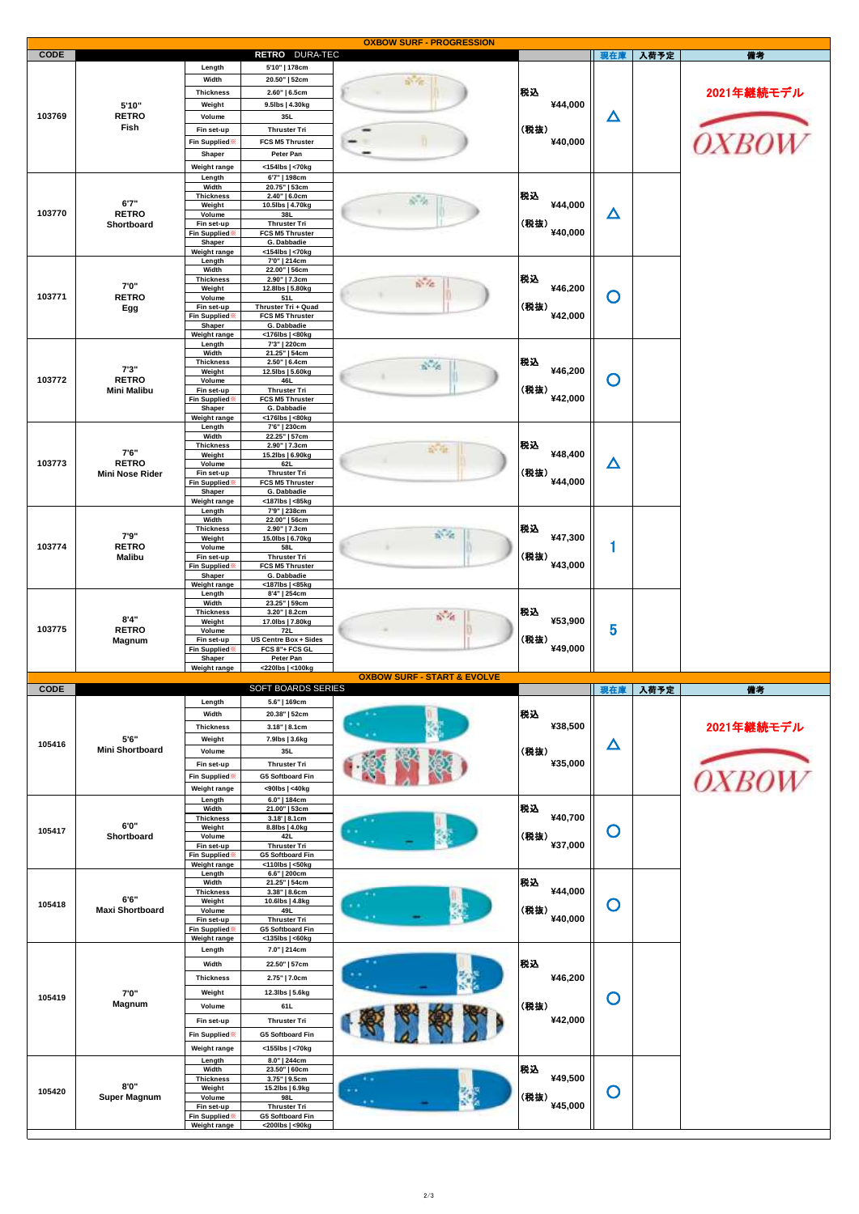## OXBOW SURF - PROGRESSION

| CODE | RETRO DURA-TEC | | | | 現在庫 | 入荷予定 | 備考 |
|---|---|---|---|---|---|---|---|
| 103769 | 5'10" RETRO Fish | Length | 5'10" \| 178cm | 税込 ¥44,000 (税抜) ¥40,000 | △ | | 2021年継続モデル OXBOW |
| | | Width | 20.50" \| 52cm | | | | |
| | | Thickness | 2.60" \| 6.5cm | | | | |
| | | Weight | 9.5lbs \| 4.30kg | | | | |
| | | Volume | 35L | | | | |
| | | Fin set-up | Thruster Tri | | | | |
| | | Fin Supplied※ | FCS M5 Thruster | | | | |
| | | Shaper | Peter Pan | | | | |
| | | Weight range | <154lbs \| <70kg | | | | |
| 103770 | 6'7" RETRO Shortboard | Length | 6'7" \| 198cm | 税込 ¥44,000 (税抜) ¥40,000 | △ | | |
| | | Width | 20.75" \| 53cm | | | | |
| | | Thickness | 2.40" \| 6.0cm | | | | |
| | | Weight | 10.5lbs \| 4.70kg | | | | |
| | | Volume | 38L | | | | |
| | | Fin set-up | Thruster Tri | | | | |
| | | Fin Supplied※ | FCS M5 Thruster | | | | |
| | | Shaper | G. Dabbadie | | | | |
| | | Weight range | <154lbs \| <70kg | | | | |
| 103771 | 7'0" RETRO Egg | Length | 7'0" \| 214cm | 税込 ¥46,200 (税抜) ¥42,000 | ○ | | |
| | | Width | 22.00" \| 56cm | | | | |
| | | Thickness | 2.90" \| 7.3cm | | | | |
| | | Weight | 12.8lbs \| 5.80kg | | | | |
| | | Volume | 51L | | | | |
| | | Fin set-up | Thruster Tri + Quad | | | | |
| | | Fin Supplied※ | FCS M5 Thruster | | | | |
| | | Shaper | G. Dabbadie | | | | |
| | | Weight range | <176lbs \| <80kg | | | | |
| 103772 | 7'3" RETRO Mini Malibu | Length | 7'3" \| 220cm | 税込 ¥46,200 (税抜) ¥42,000 | ○ | | |
| | | Width | 21.25" \| 54cm | | | | |
| | | Thickness | 2.50" \| 6.4cm | | | | |
| | | Weight | 12.5lbs \| 5.60kg | | | | |
| | | Volume | 46L | | | | |
| | | Fin set-up | Thruster Tri | | | | |
| | | Fin Supplied※ | FCS M5 Thruster | | | | |
| | | Shaper | G. Dabbadie | | | | |
| | | Weight range | <176lbs \| <80kg | | | | |
| 103773 | 7'6" RETRO Mini Nose Rider | Length | 7'6" \| 230cm | 税込 ¥48,400 (税抜) ¥44,000 | △ | | |
| | | Width | 22.25" \| 57cm | | | | |
| | | Thickness | 2.90" \| 7.3cm | | | | |
| | | Weight | 15.2lbs \| 6.90kg | | | | |
| | | Volume | 62L | | | | |
| | | Fin set-up | Thruster Tri | | | | |
| | | Fin Supplied※ | FCS M5 Thruster | | | | |
| | | Shaper | G. Dabbadie | | | | |
| | | Weight range | <187lbs \| <85kg | | | | |
| 103774 | 7'9" RETRO Malibu | Length | 7'9" \| 238cm | 税込 ¥47,300 (税抜) ¥43,000 | 1 | | |
| | | Width | 22.00" \| 56cm | | | | |
| | | Thickness | 2.90" \| 7.3cm | | | | |
| | | Weight | 15.0lbs \| 6.70kg | | | | |
| | | Volume | 58L | | | | |
| | | Fin set-up | Thruster Tri | | | | |
| | | Fin Supplied※ | FCS M5 Thruster | | | | |
| | | Shaper | G. Dabbadie | | | | |
| | | Weight range | <187lbs \| <85kg | | | | |
| 103775 | 8'4" RETRO Magnum | Length | 8'4" \| 254cm | 税込 ¥53,900 (税抜) ¥49,000 | 5 | | |
| | | Width | 23.25" \| 59cm | | | | |
| | | Thickness | 3.20" \| 8.2cm | | | | |
| | | Weight | 17.0lbs \| 7.80kg | | | | |
| | | Volume | 72L | | | | |
| | | Fin set-up | US Centre Box + Sides | | | | |
| | | Fin Supplied※ | FCS 8"+ FCS GL | | | | |
| | | Shaper | Peter Pan | | | | |
| | | Weight range | <220lbs \| <100kg | | | | |

## OXBOW SURF - START & EVOLVE

| CODE | SOFT BOARDS SERIES | | | | 現在庫 | 入荷予定 | 備考 |
|---|---|---|---|---|---|---|---|
| 105416 | 5'6" Mini Shortboard | Length | 5.6" \| 169cm | 税込 ¥38,500 (税抜) ¥35,000 | △ | | 2021年継続モデル OXBOW |
| | | Width | 20.38" \| 52cm | | | | |
| | | Thickness | 3.18" \| 8.1cm | | | | |
| | | Weight | 7.9lbs \| 3.6kg | | | | |
| | | Volume | 35L | | | | |
| | | Fin set-up | Thruster Tri | | | | |
| | | Fin Supplied※ | G5 Softboard Fin | | | | |
| | | Weight range | <90lbs \| <40kg | | | | |
| 105417 | 6'0" Shortboard | Length | 6.0" \| 184cm | 税込 ¥40,700 (税抜) ¥37,000 | ○ | | |
| | | Width | 21.00" \| 53cm | | | | |
| | | Thickness | 3.18' \| 8.1cm | | | | |
| | | Weight | 8.8lbs \| 4.0kg | | | | |
| | | Volume | 42L | | | | |
| | | Fin set-up | Thruster Tri | | | | |
| | | Fin Supplied※ | G5 Softboard Fin | | | | |
| | | Weight range | <110lbs \| <50kg | | | | |
| 105418 | 6'6" Maxi Shortboard | Length | 6.6" \| 200cm | 税込 ¥44,000 (税抜) ¥40,000 | ○ | | |
| | | Width | 21.25" \| 54cm | | | | |
| | | Thickness | 3.38" \| 8.6cm | | | | |
| | | Weight | 10.6lbs \| 4.8kg | | | | |
| | | Volume | 49L | | | | |
| | | Fin set-up | Thruster Tri | | | | |
| | | Fin Supplied※ | G5 Softboard Fin | | | | |
| | | Weight range | <135lbs \| <60kg | | | | |
| 105419 | 7'0" Magnum | Length | 7.0" \| 214cm | 税込 ¥46,200 (税抜) ¥42,000 | ○ | | |
| | | Width | 22.50" \| 57cm | | | | |
| | | Thickness | 2.75" \| 7.0cm | | | | |
| | | Weight | 12.3lbs \| 5.6kg | | | | |
| | | Volume | 61L | | | | |
| | | Fin set-up | Thruster Tri | | | | |
| | | Fin Supplied※ | G5 Softboard Fin | | | | |
| | | Weight range | <155lbs \| <70kg | | | | |
| 105420 | 8'0" Super Magnum | Length | 8.0" \| 244cm | 税込 ¥49,500 (税抜) ¥45,000 | ○ | | |
| | | Width | 23.50" \| 60cm | | | | |
| | | Thickness | 3.75" \| 9.5cm | | | | |
| | | Weight | 15.2lbs \| 6.9kg | | | | |
| | | Volume | 98L | | | | |
| | | Fin set-up | Thruster Tri | | | | |
| | | Fin Supplied※ | G5 Softboard Fin | | | | |
| | | Weight range | <200lbs \| <90kg | | | | |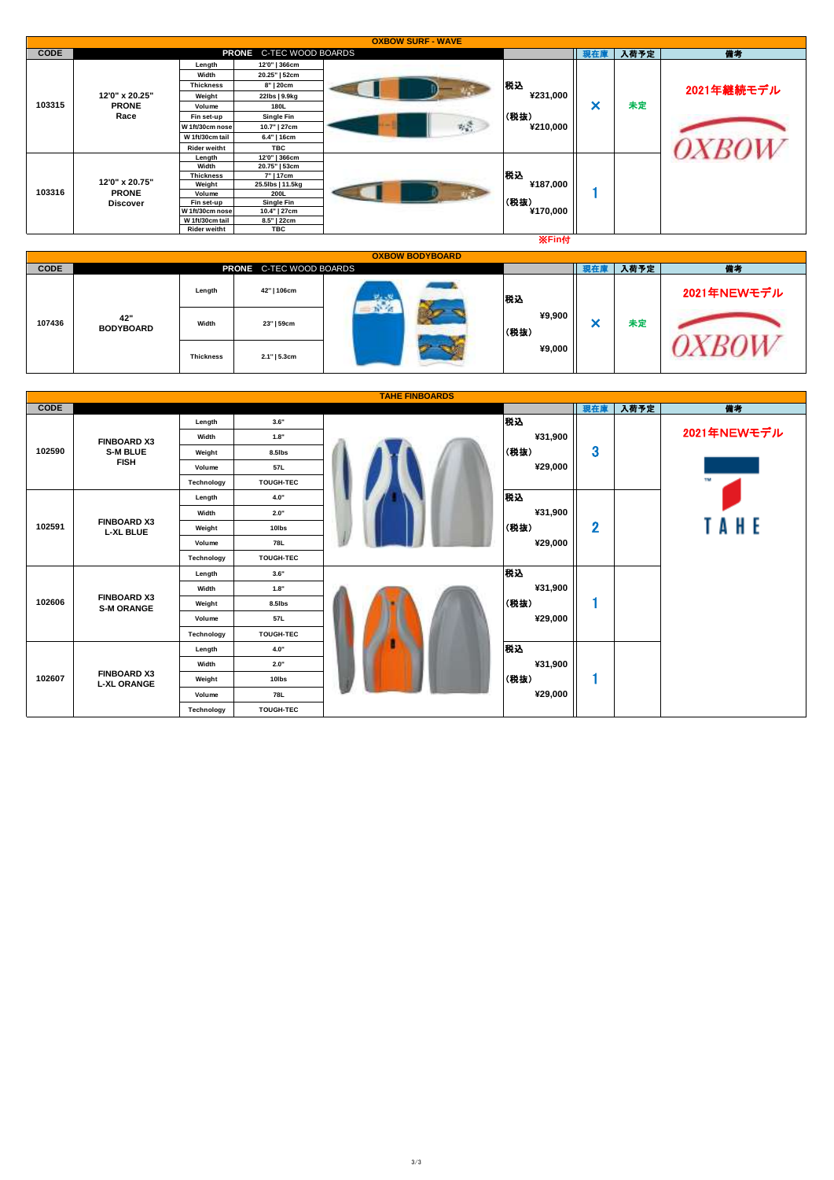## OXBOW SURF - WAVE

| CODE | PRONE C-TEC WOOD BOARDS | | | | 現在庫 | 入荷予定 | 備考 |
|---|---|---|---|---|---|---|---|
| 103315 | 12'0" x 20.25" PRONE Race | Length | 12'0" \| 366cm | 税込 ¥231,000 (税抜) ¥210,000 | × | 未定 | 2021年継続モデル OXBOW |
| | | Width | 20.25" \| 52cm | | | | |
| | | Thickness | 8" \| 20cm | | | | |
| | | Weight | 22lbs \| 9.9kg | | | | |
| | | Volume | 180L | | | | |
| | | Fin set-up | Single Fin | | | | |
| | | W 1ft/30cm nose | 10.7" \| 27cm | | | | |
| | | W 1ft/30cm tail | 6.4" \| 16cm | | | | |
| | | Rider weitht | TBC | | | | |
| 103316 | 12'0" x 20.75" PRONE Discover | Length | 12'0" \| 366cm | 税込 ¥187,000 (税抜) ¥170,000 | 1 | | |
| | | Width | 20.75" \| 53cm | | | | |
| | | Thickness | 7" \| 17cm | | | | |
| | | Weight | 25.5lbs \| 11.5kg | | | | |
| | | Volume | 200L | | | | |
| | | Fin set-up | Single Fin | | | | |
| | | W 1ft/30cm nose | 10.4" \| 27cm | | | | |
| | | W 1ft/30cm tail | 8.5" \| 22cm | | | | |
| | | Rider weitht | TBC | | | | |

※Fin付

## OXBOW BODYBOARD

| CODE | PRONE C-TEC WOOD BOARDS | | | | 現在庫 | 入荷予定 | 備考 |
|---|---|---|---|---|---|---|---|
| 107436 | 42" BODYBOARD | Length | 42" \| 106cm | 税込 ¥9,900 (税抜) ¥9,000 | × | 未定 | 2021年NEWモデル OXBOW |
| | | Width | 23" \| 59cm | | | | |
| | | Thickness | 2.1" \| 5.3cm | | | | |

## TAHE FINBOARDS

| CODE | | | | | 現在庫 | 入荷予定 | 備考 |
|---|---|---|---|---|---|---|---|
| 102590 | FINBOARD X3 S-M BLUE FISH | Length | 3.6" | 税込 ¥31,900 (税抜) ¥29,000 | 3 | | 2021年NEWモデル TAHE |
| | | Width | 1.8" | | | | |
| | | Weight | 8.5lbs | | | | |
| | | Volume | 57L | | | | |
| | | Technology | TOUGH-TEC | | | | |
| 102591 | FINBOARD X3 L-XL BLUE | Length | 4.0" | 税込 ¥31,900 (税抜) ¥29,000 | 2 | | |
| | | Width | 2.0" | | | | |
| | | Weight | 10lbs | | | | |
| | | Volume | 78L | | | | |
| | | Technology | TOUGH-TEC | | | | |
| 102606 | FINBOARD X3 S-M ORANGE | Length | 3.6" | 税込 ¥31,900 (税抜) ¥29,000 | 1 | | |
| | | Width | 1.8" | | | | |
| | | Weight | 8.5lbs | | | | |
| | | Volume | 57L | | | | |
| | | Technology | TOUGH-TEC | | | | |
| 102607 | FINBOARD X3 L-XL ORANGE | Length | 4.0" | 税込 ¥31,900 (税抜) ¥29,000 | 1 | | |
| | | Width | 2.0" | | | | |
| | | Weight | 10lbs | | | | |
| | | Volume | 78L | | | | |
| | | Technology | TOUGH-TEC | | | | |